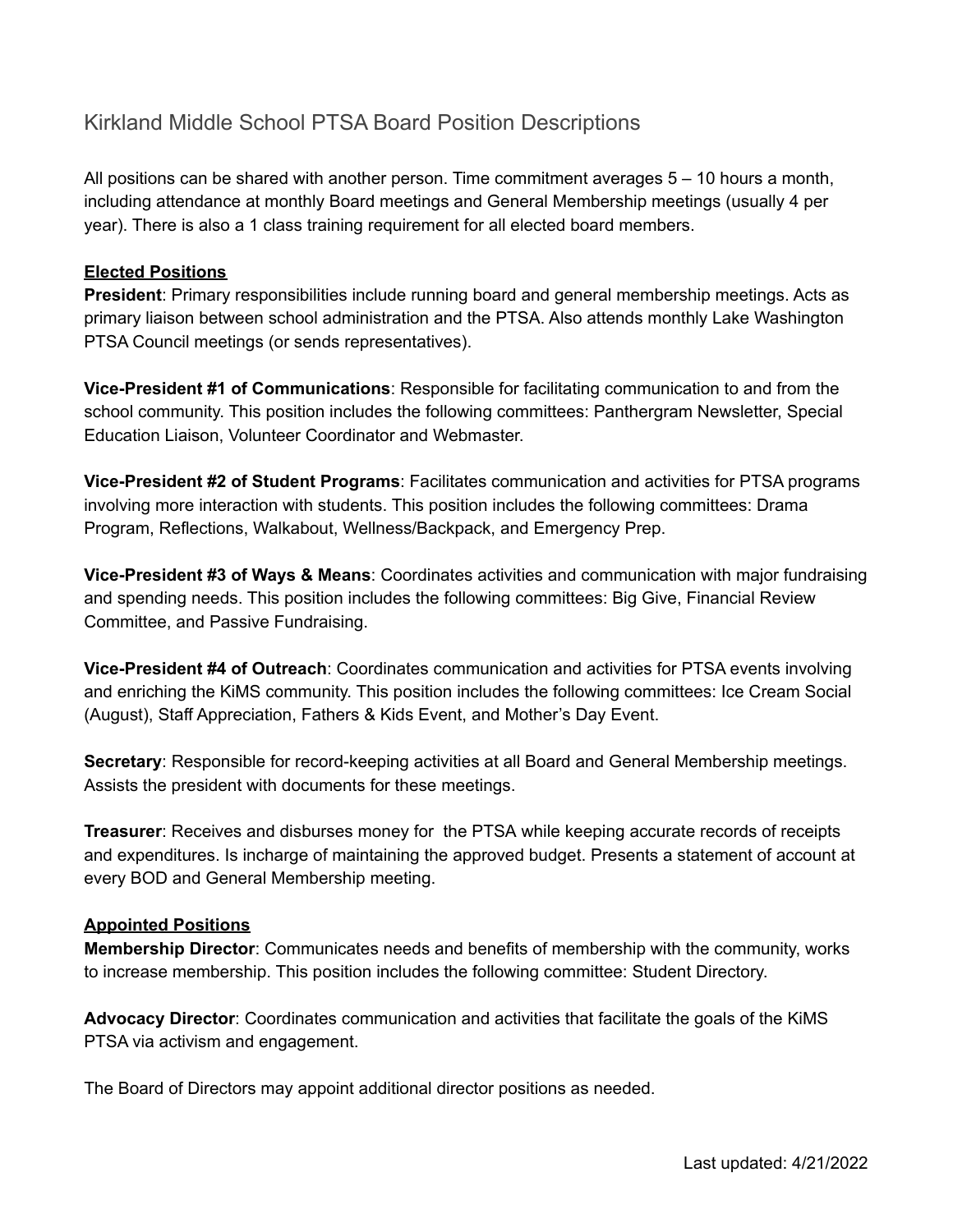# Kirkland Middle School PTSA Board Position Descriptions

All positions can be shared with another person. Time commitment averages 5 – 10 hours a month, including attendance at monthly Board meetings and General Membership meetings (usually 4 per year). There is also a 1 class training requirement for all elected board members.

## Elected Positions

**President**: Primary responsibilities include running board and general membership meetings. Acts as primary liaison between school administration and the PTSA. Also attends monthly Lake Washington PTSA Council meetings (or sends representatives).

**Vice-President #1 of Communications**: Responsible for facilitating communication to and from the school community. This position includes the following committees: Panthergram Newsletter, Special Education Liaison, Volunteer Coordinator and Webmaster.

**Vice-President #2 of Student Programs**: Facilitates communication and activities for PTSA programs involving more interaction with students. This position includes the following committees: Drama Program, Reflections, Walkabout, Wellness/Backpack, and Emergency Prep.

**Vice-President #3 of Ways & Means**: Coordinates activities and communication with major fundraising and spending needs. This position includes the following committees: Big Give, Financial Review Committee, and Passive Fundraising.

**Vice-President #4 of Outreach**: Coordinates communication and activities for PTSA events involving and enriching the KiMS community. This position includes the following committees: Ice Cream Social (August), Staff Appreciation, Fathers & Kids Event, and Mother's Day Event.

**Secretary**: Responsible for record-keeping activities at all Board and General Membership meetings. Assists the president with documents for these meetings.

**Treasurer**: Receives and disburses money for the PTSA while keeping accurate records of receipts and expenditures. Is incharge of maintaining the approved budget. Presents a statement of account at every BOD and General Membership meeting.

## Appointed Positions

**Membership Director**: Communicates needs and benefits of membership with the community, works to increase membership. This position includes the following committee: Student Directory.

**Advocacy Director**: Coordinates communication and activities that facilitate the goals of the KiMS PTSA via activism and engagement.

The Board of Directors may appoint additional director positions as needed.

Last updated: 4/21/2022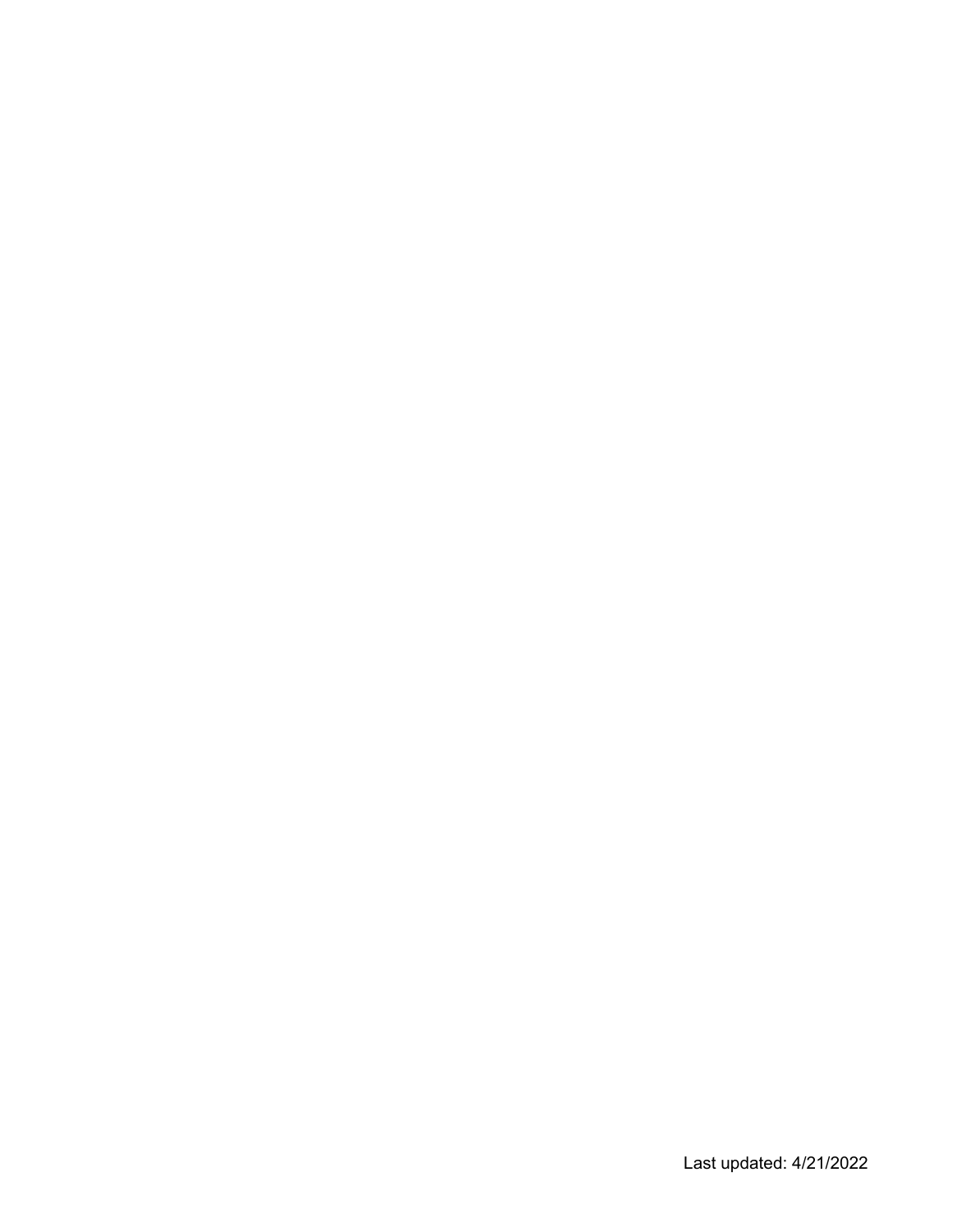Last updated: 4/21/2022